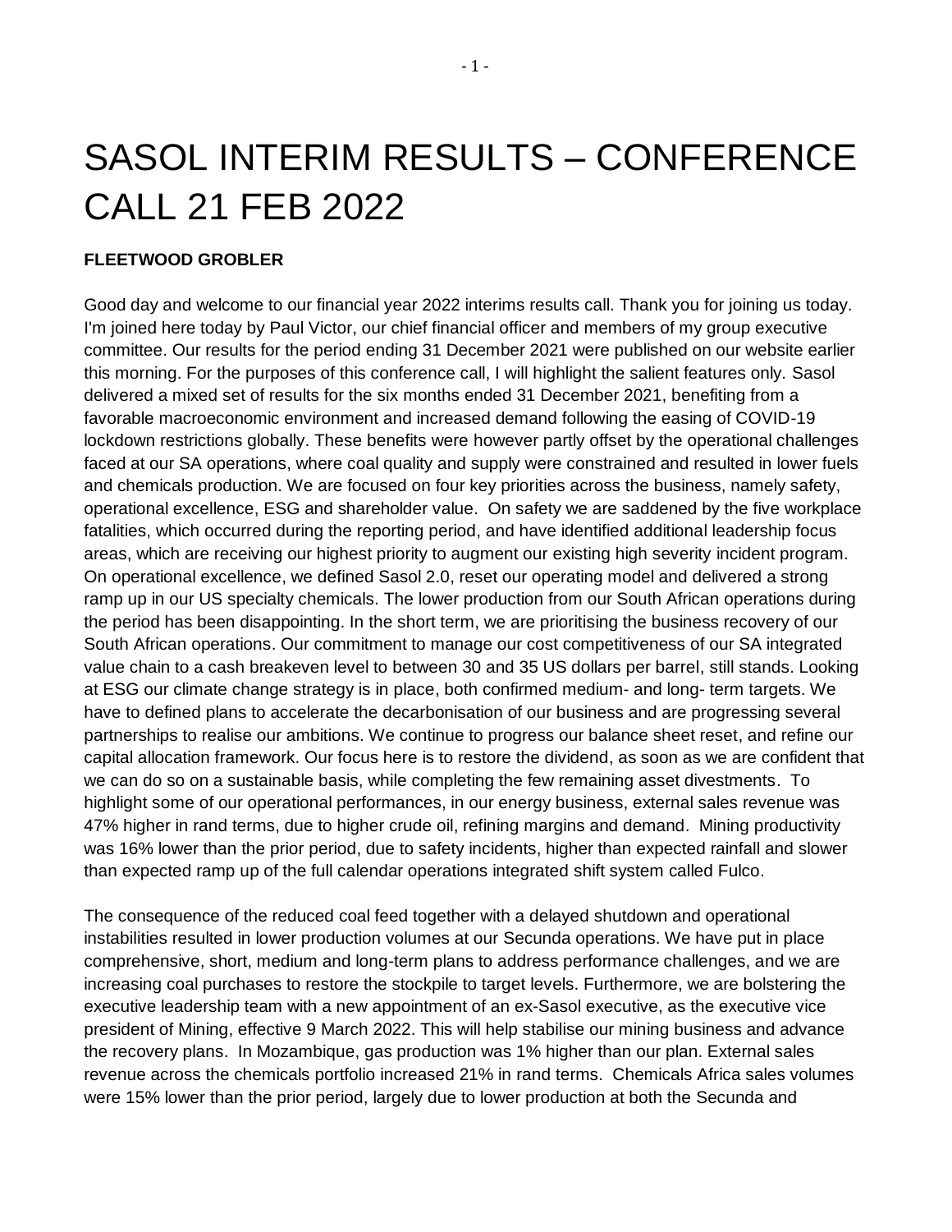# SASOL INTERIM RESULTS – CONFERENCE CALL 21 FEB 2022

**FLEETWOOD GROBLER**

Good day and welcome to our financial year 2022 interims results call. Thank you for joining us today. I'm joined here today by Paul Victor, our chief financial officer and members of my group executive committee. Our results for the period ending 31 December 2021 were published on our website earlier this morning. For the purposes of this conference call, I will highlight the salient features only. Sasol delivered a mixed set of results for the six months ended 31 December 2021, benefiting from a favorable macroeconomic environment and increased demand following the easing of COVID-19 lockdown restrictions globally. These benefits were however partly offset by the operational challenges faced at our SA operations, where coal quality and supply were constrained and resulted in lower fuels and chemicals production. We are focused on four key priorities across the business, namely safety, operational excellence, ESG and shareholder value. On safety we are saddened by the five workplace fatalities, which occurred during the reporting period, and have identified additional leadership focus areas, which are receiving our highest priority to augment our existing high severity incident program. On operational excellence, we defined Sasol 2.0, reset our operating model and delivered a strong ramp up in our US specialty chemicals. The lower production from our South African operations during the period has been disappointing. In the short term, we are prioritising the business recovery of our South African operations. Our commitment to manage our cost competitiveness of our SA integrated value chain to a cash breakeven level to between 30 and 35 US dollars per barrel, still stands. Looking at ESG our climate change strategy is in place, both confirmed medium- and long- term targets. We have to defined plans to accelerate the decarbonisation of our business and are progressing several partnerships to realise our ambitions. We continue to progress our balance sheet reset, and refine our capital allocation framework. Our focus here is to restore the dividend, as soon as we are confident that we can do so on a sustainable basis, while completing the few remaining asset divestments. To highlight some of our operational performances, in our energy business, external sales revenue was 47% higher in rand terms, due to higher crude oil, refining margins and demand. Mining productivity was 16% lower than the prior period, due to safety incidents, higher than expected rainfall and slower than expected ramp up of the full calendar operations integrated shift system called Fulco.

The consequence of the reduced coal feed together with a delayed shutdown and operational instabilities resulted in lower production volumes at our Secunda operations. We have put in place comprehensive, short, medium and long-term plans to address performance challenges, and we are increasing coal purchases to restore the stockpile to target levels. Furthermore, we are bolstering the executive leadership team with a new appointment of an ex-Sasol executive, as the executive vice president of Mining, effective 9 March 2022. This will help stabilise our mining business and advance the recovery plans. In Mozambique, gas production was 1% higher than our plan. External sales revenue across the chemicals portfolio increased 21% in rand terms. Chemicals Africa sales volumes were 15% lower than the prior period, largely due to lower production at both the Secunda and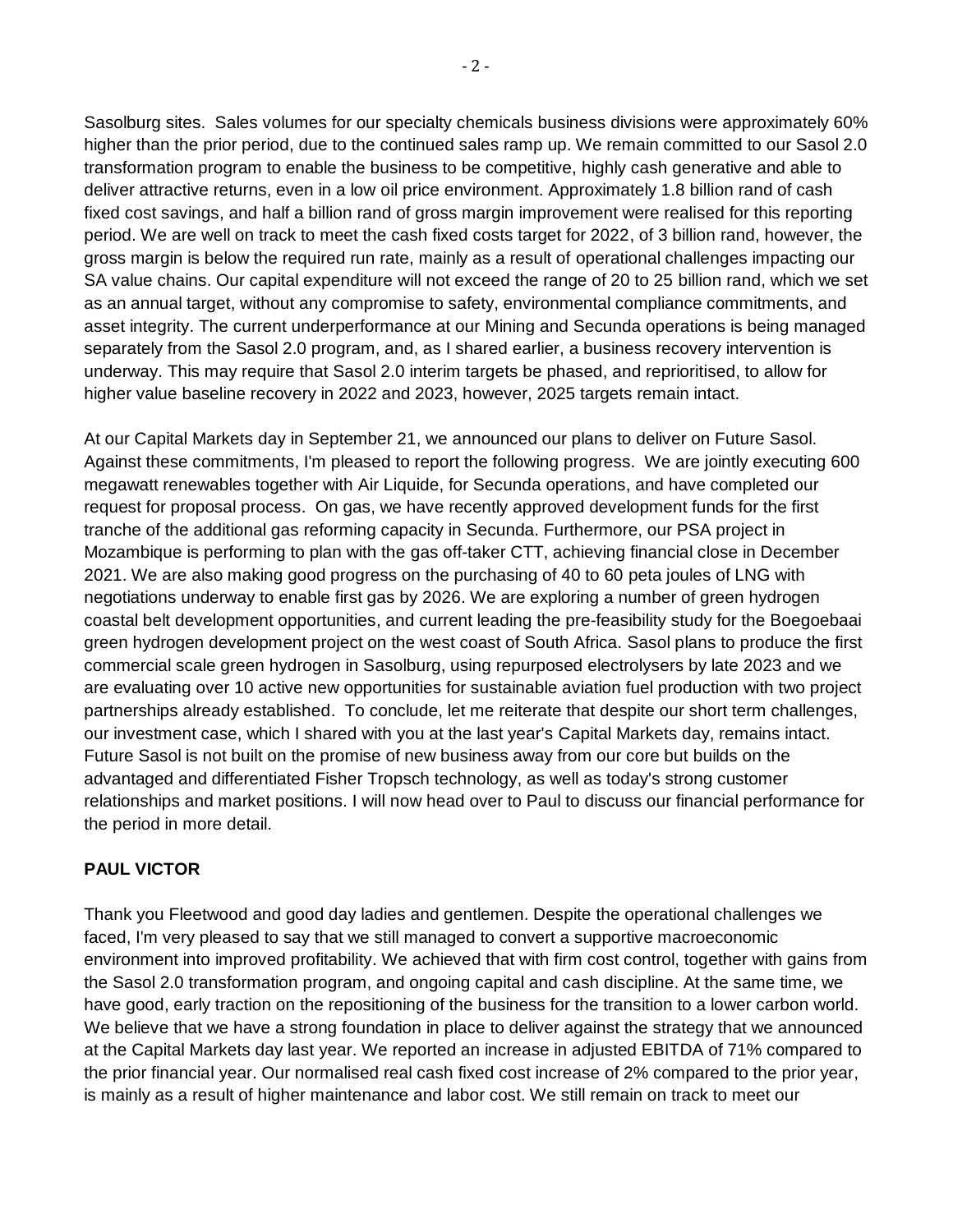Sasolburg sites. Sales volumes for our specialty chemicals business divisions were approximately 60% higher than the prior period, due to the continued sales ramp up. We remain committed to our Sasol 2.0 transformation program to enable the business to be competitive, highly cash generative and able to deliver attractive returns, even in a low oil price environment. Approximately 1.8 billion rand of cash fixed cost savings, and half a billion rand of gross margin improvement were realised for this reporting period. We are well on track to meet the cash fixed costs target for 2022, of 3 billion rand, however, the gross margin is below the required run rate, mainly as a result of operational challenges impacting our SA value chains. Our capital expenditure will not exceed the range of 20 to 25 billion rand, which we set as an annual target, without any compromise to safety, environmental compliance commitments, and asset integrity. The current underperformance at our Mining and Secunda operations is being managed separately from the Sasol 2.0 program, and, as I shared earlier, a business recovery intervention is underway. This may require that Sasol 2.0 interim targets be phased, and reprioritised, to allow for higher value baseline recovery in 2022 and 2023, however, 2025 targets remain intact.

At our Capital Markets day in September 21, we announced our plans to deliver on Future Sasol. Against these commitments, I'm pleased to report the following progress. We are jointly executing 600 megawatt renewables together with Air Liquide, for Secunda operations, and have completed our request for proposal process. On gas, we have recently approved development funds for the first tranche of the additional gas reforming capacity in Secunda. Furthermore, our PSA project in Mozambique is performing to plan with the gas off-taker CTT, achieving financial close in December 2021. We are also making good progress on the purchasing of 40 to 60 peta joules of LNG with negotiations underway to enable first gas by 2026. We are exploring a number of green hydrogen coastal belt development opportunities, and current leading the pre-feasibility study for the Boegoebaai green hydrogen development project on the west coast of South Africa. Sasol plans to produce the first commercial scale green hydrogen in Sasolburg, using repurposed electrolysers by late 2023 and we are evaluating over 10 active new opportunities for sustainable aviation fuel production with two project partnerships already established. To conclude, let me reiterate that despite our short term challenges, our investment case, which I shared with you at the last year's Capital Markets day, remains intact. Future Sasol is not built on the promise of new business away from our core but builds on the advantaged and differentiated Fisher Tropsch technology, as well as today's strong customer relationships and market positions. I will now head over to Paul to discuss our financial performance for the period in more detail.

**PAUL VICTOR**

Thank you Fleetwood and good day ladies and gentlemen. Despite the operational challenges we faced, I'm very pleased to say that we still managed to convert a supportive macroeconomic environment into improved profitability. We achieved that with firm cost control, together with gains from the Sasol 2.0 transformation program, and ongoing capital and cash discipline. At the same time, we have good, early traction on the repositioning of the business for the transition to a lower carbon world. We believe that we have a strong foundation in place to deliver against the strategy that we announced at the Capital Markets day last year. We reported an increase in adjusted EBITDA of 71% compared to the prior financial year. Our normalised real cash fixed cost increase of 2% compared to the prior year, is mainly as a result of higher maintenance and labor cost. We still remain on track to meet our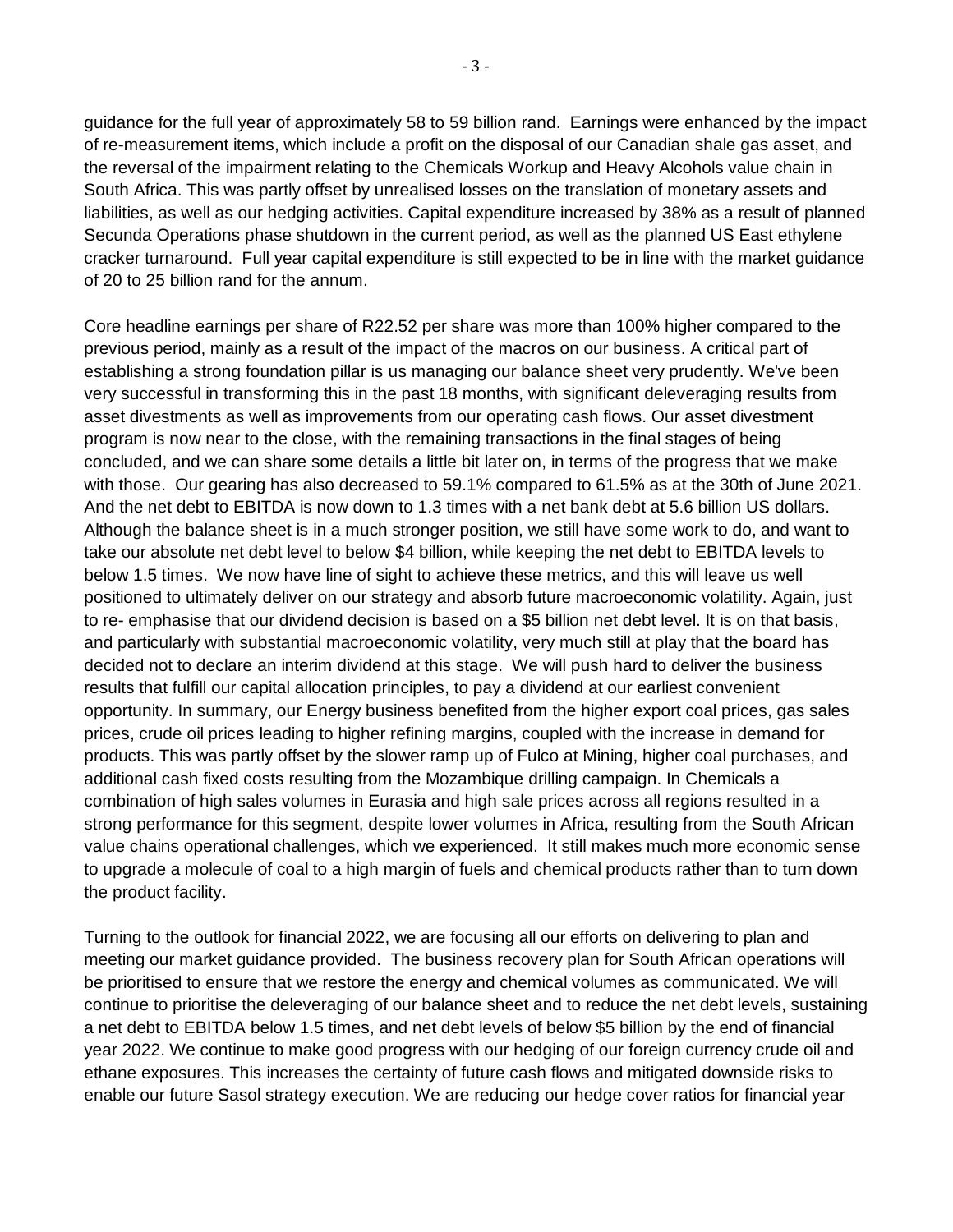guidance for the full year of approximately 58 to 59 billion rand. Earnings were enhanced by the impact of re-measurement items, which include a profit on the disposal of our Canadian shale gas asset, and the reversal of the impairment relating to the Chemicals Workup and Heavy Alcohols value chain in South Africa. This was partly offset by unrealised losses on the translation of monetary assets and liabilities, as well as our hedging activities. Capital expenditure increased by 38% as a result of planned Secunda Operations phase shutdown in the current period, as well as the planned US East ethylene cracker turnaround. Full year capital expenditure is still expected to be in line with the market guidance of 20 to 25 billion rand for the annum.

Core headline earnings per share of R22.52 per share was more than 100% higher compared to the previous period, mainly as a result of the impact of the macros on our business. A critical part of establishing a strong foundation pillar is us managing our balance sheet very prudently. We've been very successful in transforming this in the past 18 months, with significant deleveraging results from asset divestments as well as improvements from our operating cash flows. Our asset divestment program is now near to the close, with the remaining transactions in the final stages of being concluded, and we can share some details a little bit later on, in terms of the progress that we make with those. Our gearing has also decreased to 59.1% compared to 61.5% as at the 30th of June 2021. And the net debt to EBITDA is now down to 1.3 times with a net bank debt at 5.6 billion US dollars. Although the balance sheet is in a much stronger position, we still have some work to do, and want to take our absolute net debt level to below $4 billion, while keeping the net debt to EBITDA levels to below 1.5 times. We now have line of sight to achieve these metrics, and this will leave us well positioned to ultimately deliver on our strategy and absorb future macroeconomic volatility. Again, just to re- emphasise that our dividend decision is based on a $5 billion net debt level. It is on that basis, and particularly with substantial macroeconomic volatility, very much still at play that the board has decided not to declare an interim dividend at this stage. We will push hard to deliver the business results that fulfill our capital allocation principles, to pay a dividend at our earliest convenient opportunity. In summary, our Energy business benefited from the higher export coal prices, gas sales prices, crude oil prices leading to higher refining margins, coupled with the increase in demand for products. This was partly offset by the slower ramp up of Fulco at Mining, higher coal purchases, and additional cash fixed costs resulting from the Mozambique drilling campaign. In Chemicals a combination of high sales volumes in Eurasia and high sale prices across all regions resulted in a strong performance for this segment, despite lower volumes in Africa, resulting from the South African value chains operational challenges, which we experienced. It still makes much more economic sense to upgrade a molecule of coal to a high margin of fuels and chemical products rather than to turn down the product facility.

Turning to the outlook for financial 2022, we are focusing all our efforts on delivering to plan and meeting our market guidance provided. The business recovery plan for South African operations will be prioritised to ensure that we restore the energy and chemical volumes as communicated. We will continue to prioritise the deleveraging of our balance sheet and to reduce the net debt levels, sustaining a net debt to EBITDA below 1.5 times, and net debt levels of below $5 billion by the end of financial year 2022. We continue to make good progress with our hedging of our foreign currency crude oil and ethane exposures. This increases the certainty of future cash flows and mitigated downside risks to enable our future Sasol strategy execution. We are reducing our hedge cover ratios for financial year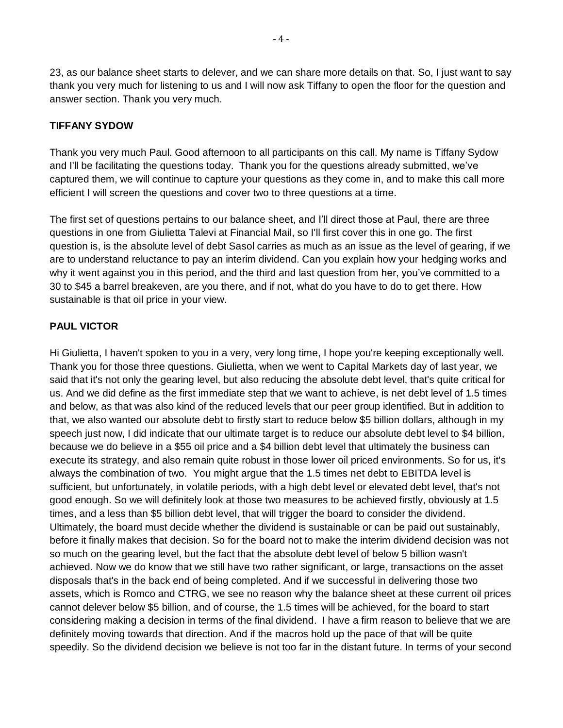23, as our balance sheet starts to delever, and we can share more details on that. So, I just want to say thank you very much for listening to us and I will now ask Tiffany to open the floor for the question and answer section. Thank you very much.

**TIFFANY SYDOW**

Thank you very much Paul. Good afternoon to all participants on this call. My name is Tiffany Sydow and I'll be facilitating the questions today. Thank you for the questions already submitted, we've captured them, we will continue to capture your questions as they come in, and to make this call more efficient I will screen the questions and cover two to three questions at a time.

The first set of questions pertains to our balance sheet, and I'll direct those at Paul, there are three questions in one from Giulietta Talevi at Financial Mail, so I'll first cover this in one go. The first question is, is the absolute level of debt Sasol carries as much as an issue as the level of gearing, if we are to understand reluctance to pay an interim dividend. Can you explain how your hedging works and why it went against you in this period, and the third and last question from her, you've committed to a 30 to $45 a barrel breakeven, are you there, and if not, what do you have to do to get there. How sustainable is that oil price in your view.

**PAUL VICTOR**

Hi Giulietta, I haven't spoken to you in a very, very long time, I hope you're keeping exceptionally well. Thank you for those three questions. Giulietta, when we went to Capital Markets day of last year, we said that it's not only the gearing level, but also reducing the absolute debt level, that's quite critical for us. And we did define as the first immediate step that we want to achieve, is net debt level of 1.5 times and below, as that was also kind of the reduced levels that our peer group identified. But in addition to that, we also wanted our absolute debt to firstly start to reduce below $5 billion dollars, although in my speech just now, I did indicate that our ultimate target is to reduce our absolute debt level to $4 billion, because we do believe in a $55 oil price and a $4 billion debt level that ultimately the business can execute its strategy, and also remain quite robust in those lower oil priced environments. So for us, it's always the combination of two. You might argue that the 1.5 times net debt to EBITDA level is sufficient, but unfortunately, in volatile periods, with a high debt level or elevated debt level, that's not good enough. So we will definitely look at those two measures to be achieved firstly, obviously at 1.5 times, and a less than $5 billion debt level, that will trigger the board to consider the dividend. Ultimately, the board must decide whether the dividend is sustainable or can be paid out sustainably, before it finally makes that decision. So for the board not to make the interim dividend decision was not so much on the gearing level, but the fact that the absolute debt level of below 5 billion wasn't achieved. Now we do know that we still have two rather significant, or large, transactions on the asset disposals that's in the back end of being completed. And if we successful in delivering those two assets, which is Romco and CTRG, we see no reason why the balance sheet at these current oil prices cannot delever below $5 billion, and of course, the 1.5 times will be achieved, for the board to start considering making a decision in terms of the final dividend. I have a firm reason to believe that we are definitely moving towards that direction. And if the macros hold up the pace of that will be quite speedily. So the dividend decision we believe is not too far in the distant future. In terms of your second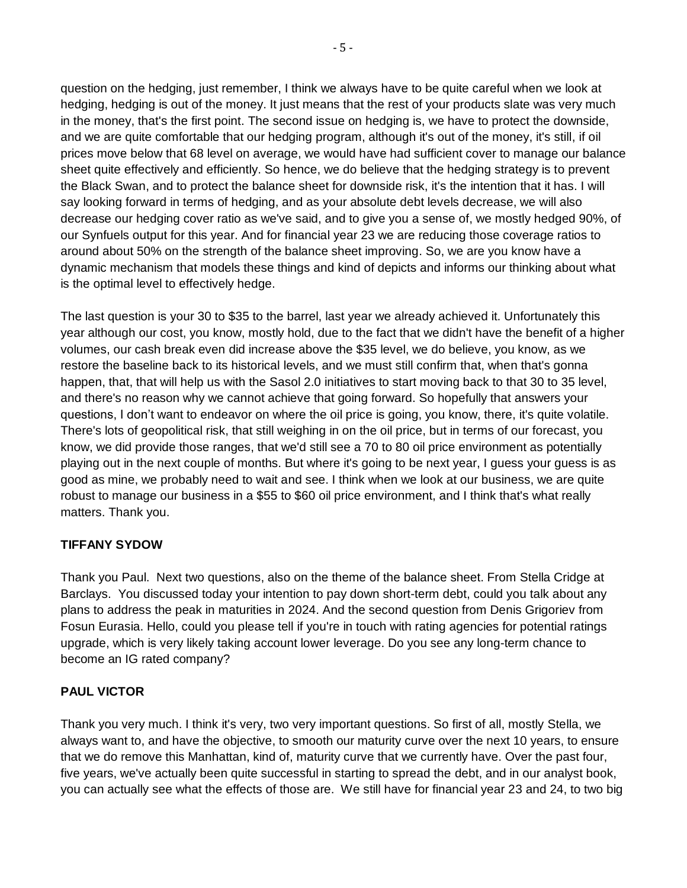question on the hedging, just remember, I think we always have to be quite careful when we look at hedging, hedging is out of the money. It just means that the rest of your products slate was very much in the money, that's the first point. The second issue on hedging is, we have to protect the downside, and we are quite comfortable that our hedging program, although it's out of the money, it's still, if oil prices move below that 68 level on average, we would have had sufficient cover to manage our balance sheet quite effectively and efficiently. So hence, we do believe that the hedging strategy is to prevent the Black Swan, and to protect the balance sheet for downside risk, it's the intention that it has. I will say looking forward in terms of hedging, and as your absolute debt levels decrease, we will also decrease our hedging cover ratio as we've said, and to give you a sense of, we mostly hedged 90%, of our Synfuels output for this year. And for financial year 23 we are reducing those coverage ratios to around about 50% on the strength of the balance sheet improving. So, we are you know have a dynamic mechanism that models these things and kind of depicts and informs our thinking about what is the optimal level to effectively hedge.

The last question is your 30 to $35 to the barrel, last year we already achieved it. Unfortunately this year although our cost, you know, mostly hold, due to the fact that we didn't have the benefit of a higher volumes, our cash break even did increase above the $35 level, we do believe, you know, as we restore the baseline back to its historical levels, and we must still confirm that, when that's gonna happen, that, that will help us with the Sasol 2.0 initiatives to start moving back to that 30 to 35 level, and there's no reason why we cannot achieve that going forward. So hopefully that answers your questions, I don't want to endeavor on where the oil price is going, you know, there, it's quite volatile. There's lots of geopolitical risk, that still weighing in on the oil price, but in terms of our forecast, you know, we did provide those ranges, that we'd still see a 70 to 80 oil price environment as potentially playing out in the next couple of months. But where it's going to be next year, I guess your guess is as good as mine, we probably need to wait and see. I think when we look at our business, we are quite robust to manage our business in a $55 to $60 oil price environment, and I think that's what really matters. Thank you.

**TIFFANY SYDOW**

Thank you Paul. Next two questions, also on the theme of the balance sheet. From Stella Cridge at Barclays. You discussed today your intention to pay down short-term debt, could you talk about any plans to address the peak in maturities in 2024. And the second question from Denis Grigoriev from Fosun Eurasia. Hello, could you please tell if you're in touch with rating agencies for potential ratings upgrade, which is very likely taking account lower leverage. Do you see any long-term chance to become an IG rated company?

**PAUL VICTOR**

Thank you very much. I think it's very, two very important questions. So first of all, mostly Stella, we always want to, and have the objective, to smooth our maturity curve over the next 10 years, to ensure that we do remove this Manhattan, kind of, maturity curve that we currently have. Over the past four, five years, we've actually been quite successful in starting to spread the debt, and in our analyst book, you can actually see what the effects of those are. We still have for financial year 23 and 24, to two big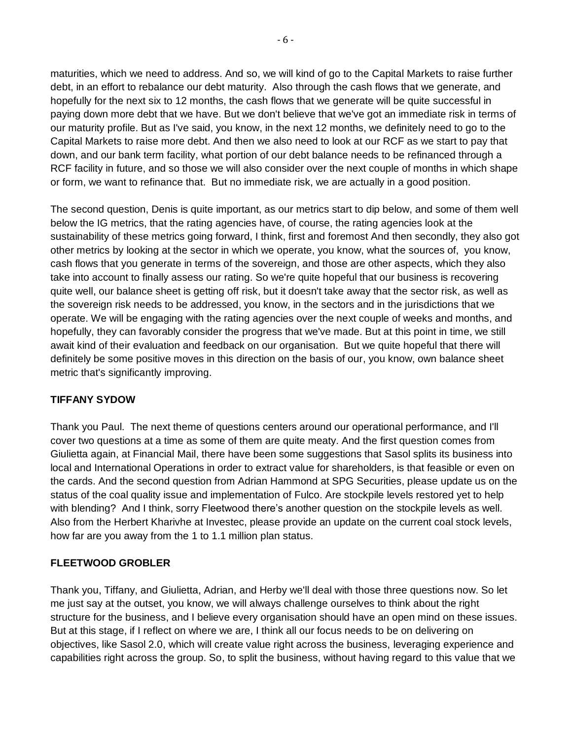maturities, which we need to address. And so, we will kind of go to the Capital Markets to raise further debt, in an effort to rebalance our debt maturity. Also through the cash flows that we generate, and hopefully for the next six to 12 months, the cash flows that we generate will be quite successful in paying down more debt that we have. But we don't believe that we've got an immediate risk in terms of our maturity profile. But as I've said, you know, in the next 12 months, we definitely need to go to the Capital Markets to raise more debt. And then we also need to look at our RCF as we start to pay that down, and our bank term facility, what portion of our debt balance needs to be refinanced through a RCF facility in future, and so those we will also consider over the next couple of months in which shape or form, we want to refinance that. But no immediate risk, we are actually in a good position.

The second question, Denis is quite important, as our metrics start to dip below, and some of them well below the IG metrics, that the rating agencies have, of course, the rating agencies look at the sustainability of these metrics going forward, I think, first and foremost And then secondly, they also got other metrics by looking at the sector in which we operate, you know, what the sources of, you know, cash flows that you generate in terms of the sovereign, and those are other aspects, which they also take into account to finally assess our rating. So we're quite hopeful that our business is recovering quite well, our balance sheet is getting off risk, but it doesn't take away that the sector risk, as well as the sovereign risk needs to be addressed, you know, in the sectors and in the jurisdictions that we operate. We will be engaging with the rating agencies over the next couple of weeks and months, and hopefully, they can favorably consider the progress that we've made. But at this point in time, we still await kind of their evaluation and feedback on our organisation. But we quite hopeful that there will definitely be some positive moves in this direction on the basis of our, you know, own balance sheet metric that's significantly improving.

**TIFFANY SYDOW**

Thank you Paul. The next theme of questions centers around our operational performance, and I'll cover two questions at a time as some of them are quite meaty. And the first question comes from Giulietta again, at Financial Mail, there have been some suggestions that Sasol splits its business into local and International Operations in order to extract value for shareholders, is that feasible or even on the cards. And the second question from Adrian Hammond at SPG Securities, please update us on the status of the coal quality issue and implementation of Fulco. Are stockpile levels restored yet to help with blending? And I think, sorry Fleetwood there's another question on the stockpile levels as well. Also from the Herbert Kharivhe at Investec, please provide an update on the current coal stock levels, how far are you away from the 1 to 1.1 million plan status.

**FLEETWOOD GROBLER**

Thank you, Tiffany, and Giulietta, Adrian, and Herby we'll deal with those three questions now. So let me just say at the outset, you know, we will always challenge ourselves to think about the right structure for the business, and I believe every organisation should have an open mind on these issues. But at this stage, if I reflect on where we are, I think all our focus needs to be on delivering on objectives, like Sasol 2.0, which will create value right across the business, leveraging experience and capabilities right across the group. So, to split the business, without having regard to this value that we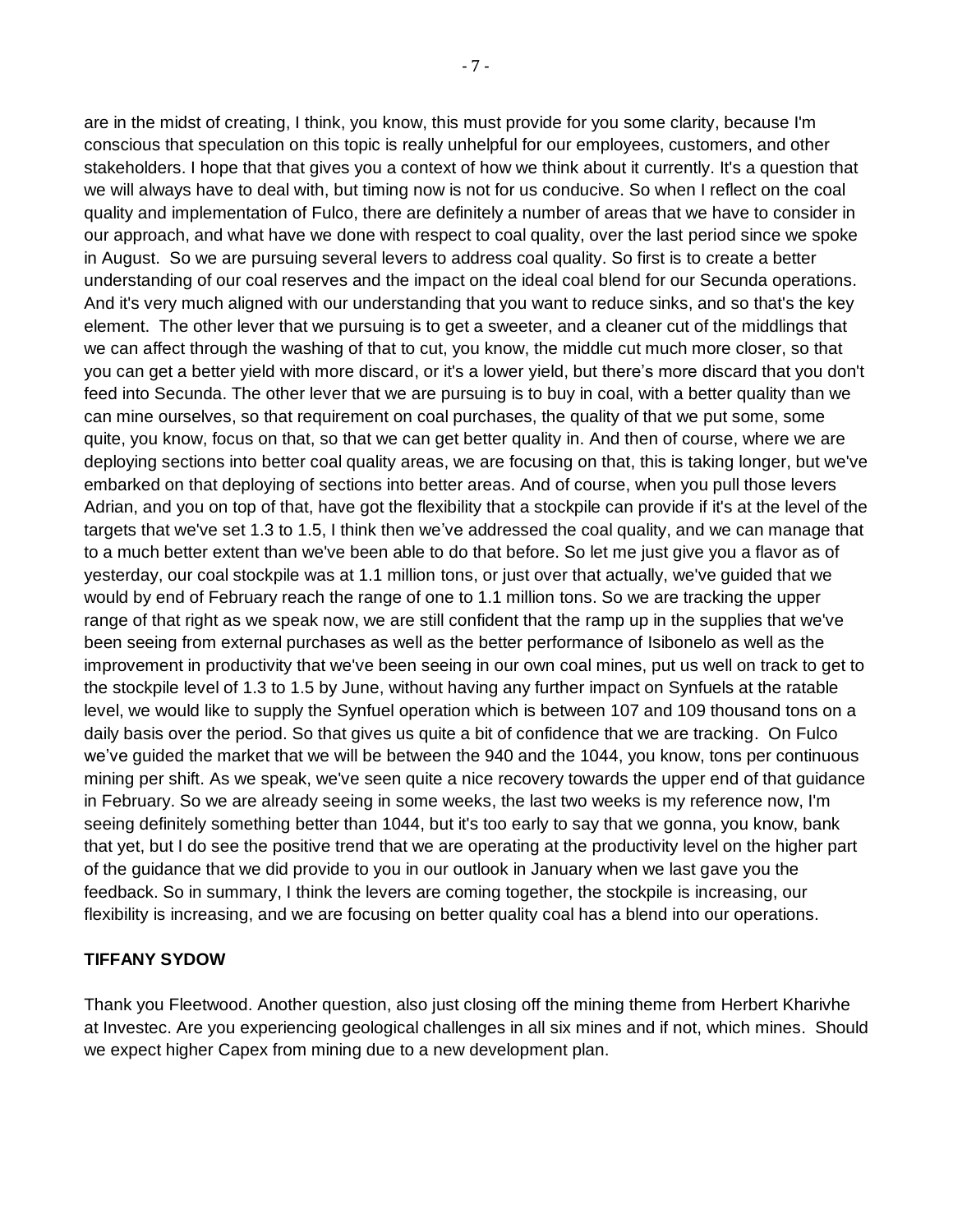are in the midst of creating, I think, you know, this must provide for you some clarity, because I'm conscious that speculation on this topic is really unhelpful for our employees, customers, and other stakeholders. I hope that that gives you a context of how we think about it currently. It's a question that we will always have to deal with, but timing now is not for us conducive. So when I reflect on the coal quality and implementation of Fulco, there are definitely a number of areas that we have to consider in our approach, and what have we done with respect to coal quality, over the last period since we spoke in August. So we are pursuing several levers to address coal quality. So first is to create a better understanding of our coal reserves and the impact on the ideal coal blend for our Secunda operations. And it's very much aligned with our understanding that you want to reduce sinks, and so that's the key element. The other lever that we pursuing is to get a sweeter, and a cleaner cut of the middlings that we can affect through the washing of that to cut, you know, the middle cut much more closer, so that you can get a better yield with more discard, or it's a lower yield, but there's more discard that you don't feed into Secunda. The other lever that we are pursuing is to buy in coal, with a better quality than we can mine ourselves, so that requirement on coal purchases, the quality of that we put some, some quite, you know, focus on that, so that we can get better quality in. And then of course, where we are deploying sections into better coal quality areas, we are focusing on that, this is taking longer, but we've embarked on that deploying of sections into better areas. And of course, when you pull those levers Adrian, and you on top of that, have got the flexibility that a stockpile can provide if it's at the level of the targets that we've set 1.3 to 1.5, I think then we've addressed the coal quality, and we can manage that to a much better extent than we've been able to do that before. So let me just give you a flavor as of yesterday, our coal stockpile was at 1.1 million tons, or just over that actually, we've guided that we would by end of February reach the range of one to 1.1 million tons. So we are tracking the upper range of that right as we speak now, we are still confident that the ramp up in the supplies that we've been seeing from external purchases as well as the better performance of Isibonelo as well as the improvement in productivity that we've been seeing in our own coal mines, put us well on track to get to the stockpile level of 1.3 to 1.5 by June, without having any further impact on Synfuels at the ratable level, we would like to supply the Synfuel operation which is between 107 and 109 thousand tons on a daily basis over the period. So that gives us quite a bit of confidence that we are tracking. On Fulco we've guided the market that we will be between the 940 and the 1044, you know, tons per continuous mining per shift. As we speak, we've seen quite a nice recovery towards the upper end of that guidance in February. So we are already seeing in some weeks, the last two weeks is my reference now, I'm seeing definitely something better than 1044, but it's too early to say that we gonna, you know, bank that yet, but I do see the positive trend that we are operating at the productivity level on the higher part of the guidance that we did provide to you in our outlook in January when we last gave you the feedback. So in summary, I think the levers are coming together, the stockpile is increasing, our flexibility is increasing, and we are focusing on better quality coal has a blend into our operations.

**TIFFANY SYDOW**

Thank you Fleetwood. Another question, also just closing off the mining theme from Herbert Kharivhe at Investec. Are you experiencing geological challenges in all six mines and if not, which mines. Should we expect higher Capex from mining due to a new development plan.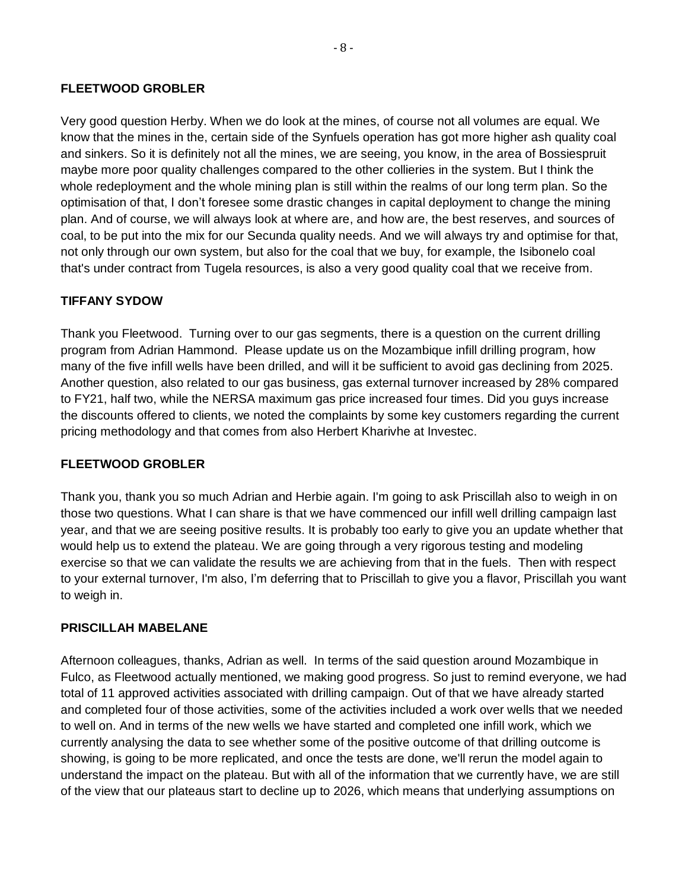**FLEETWOOD GROBLER**

Very good question Herby. When we do look at the mines, of course not all volumes are equal. We know that the mines in the, certain side of the Synfuels operation has got more higher ash quality coal and sinkers. So it is definitely not all the mines, we are seeing, you know, in the area of Bossiespruit maybe more poor quality challenges compared to the other collieries in the system. But I think the whole redeployment and the whole mining plan is still within the realms of our long term plan. So the optimisation of that, I don't foresee some drastic changes in capital deployment to change the mining plan. And of course, we will always look at where are, and how are, the best reserves, and sources of coal, to be put into the mix for our Secunda quality needs. And we will always try and optimise for that, not only through our own system, but also for the coal that we buy, for example, the Isibonelo coal that's under contract from Tugela resources, is also a very good quality coal that we receive from.

**TIFFANY SYDOW**

Thank you Fleetwood. Turning over to our gas segments, there is a question on the current drilling program from Adrian Hammond. Please update us on the Mozambique infill drilling program, how many of the five infill wells have been drilled, and will it be sufficient to avoid gas declining from 2025. Another question, also related to our gas business, gas external turnover increased by 28% compared to FY21, half two, while the NERSA maximum gas price increased four times. Did you guys increase the discounts offered to clients, we noted the complaints by some key customers regarding the current pricing methodology and that comes from also Herbert Kharivhe at Investec.

**FLEETWOOD GROBLER**

Thank you, thank you so much Adrian and Herbie again. I'm going to ask Priscillah also to weigh in on those two questions. What I can share is that we have commenced our infill well drilling campaign last year, and that we are seeing positive results. It is probably too early to give you an update whether that would help us to extend the plateau. We are going through a very rigorous testing and modeling exercise so that we can validate the results we are achieving from that in the fuels. Then with respect to your external turnover, I'm also, I'm deferring that to Priscillah to give you a flavor, Priscillah you want to weigh in.

**PRISCILLAH MABELANE**

Afternoon colleagues, thanks, Adrian as well. In terms of the said question around Mozambique in Fulco, as Fleetwood actually mentioned, we making good progress. So just to remind everyone, we had total of 11 approved activities associated with drilling campaign. Out of that we have already started and completed four of those activities, some of the activities included a work over wells that we needed to well on. And in terms of the new wells we have started and completed one infill work, which we currently analysing the data to see whether some of the positive outcome of that drilling outcome is showing, is going to be more replicated, and once the tests are done, we'll rerun the model again to understand the impact on the plateau. But with all of the information that we currently have, we are still of the view that our plateaus start to decline up to 2026, which means that underlying assumptions on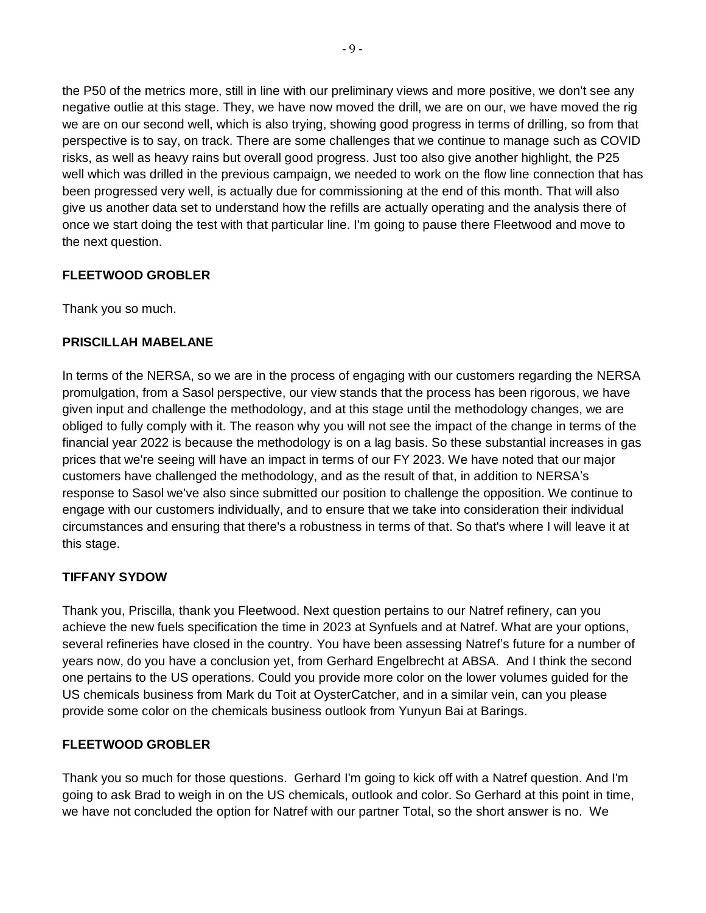the P50 of the metrics more, still in line with our preliminary views and more positive, we don't see any negative outlie at this stage. They, we have now moved the drill, we are on our, we have moved the rig we are on our second well, which is also trying, showing good progress in terms of drilling, so from that perspective is to say, on track. There are some challenges that we continue to manage such as COVID risks, as well as heavy rains but overall good progress. Just too also give another highlight, the P25 well which was drilled in the previous campaign, we needed to work on the flow line connection that has been progressed very well, is actually due for commissioning at the end of this month. That will also give us another data set to understand how the refills are actually operating and the analysis there of once we start doing the test with that particular line. I'm going to pause there Fleetwood and move to the next question.

**FLEETWOOD GROBLER**

Thank you so much.

**PRISCILLAH MABELANE**

In terms of the NERSA, so we are in the process of engaging with our customers regarding the NERSA promulgation, from a Sasol perspective, our view stands that the process has been rigorous, we have given input and challenge the methodology, and at this stage until the methodology changes, we are obliged to fully comply with it. The reason why you will not see the impact of the change in terms of the financial year 2022 is because the methodology is on a lag basis. So these substantial increases in gas prices that we're seeing will have an impact in terms of our FY 2023. We have noted that our major customers have challenged the methodology, and as the result of that, in addition to NERSA's response to Sasol we've also since submitted our position to challenge the opposition. We continue to engage with our customers individually, and to ensure that we take into consideration their individual circumstances and ensuring that there's a robustness in terms of that. So that's where I will leave it at this stage.

**TIFFANY SYDOW**

Thank you, Priscilla, thank you Fleetwood. Next question pertains to our Natref refinery, can you achieve the new fuels specification the time in 2023 at Synfuels and at Natref. What are your options, several refineries have closed in the country. You have been assessing Natref's future for a number of years now, do you have a conclusion yet, from Gerhard Engelbrecht at ABSA. And I think the second one pertains to the US operations. Could you provide more color on the lower volumes guided for the US chemicals business from Mark du Toit at OysterCatcher, and in a similar vein, can you please provide some color on the chemicals business outlook from Yunyun Bai at Barings.

**FLEETWOOD GROBLER**

Thank you so much for those questions. Gerhard I'm going to kick off with a Natref question. And I'm going to ask Brad to weigh in on the US chemicals, outlook and color. So Gerhard at this point in time, we have not concluded the option for Natref with our partner Total, so the short answer is no. We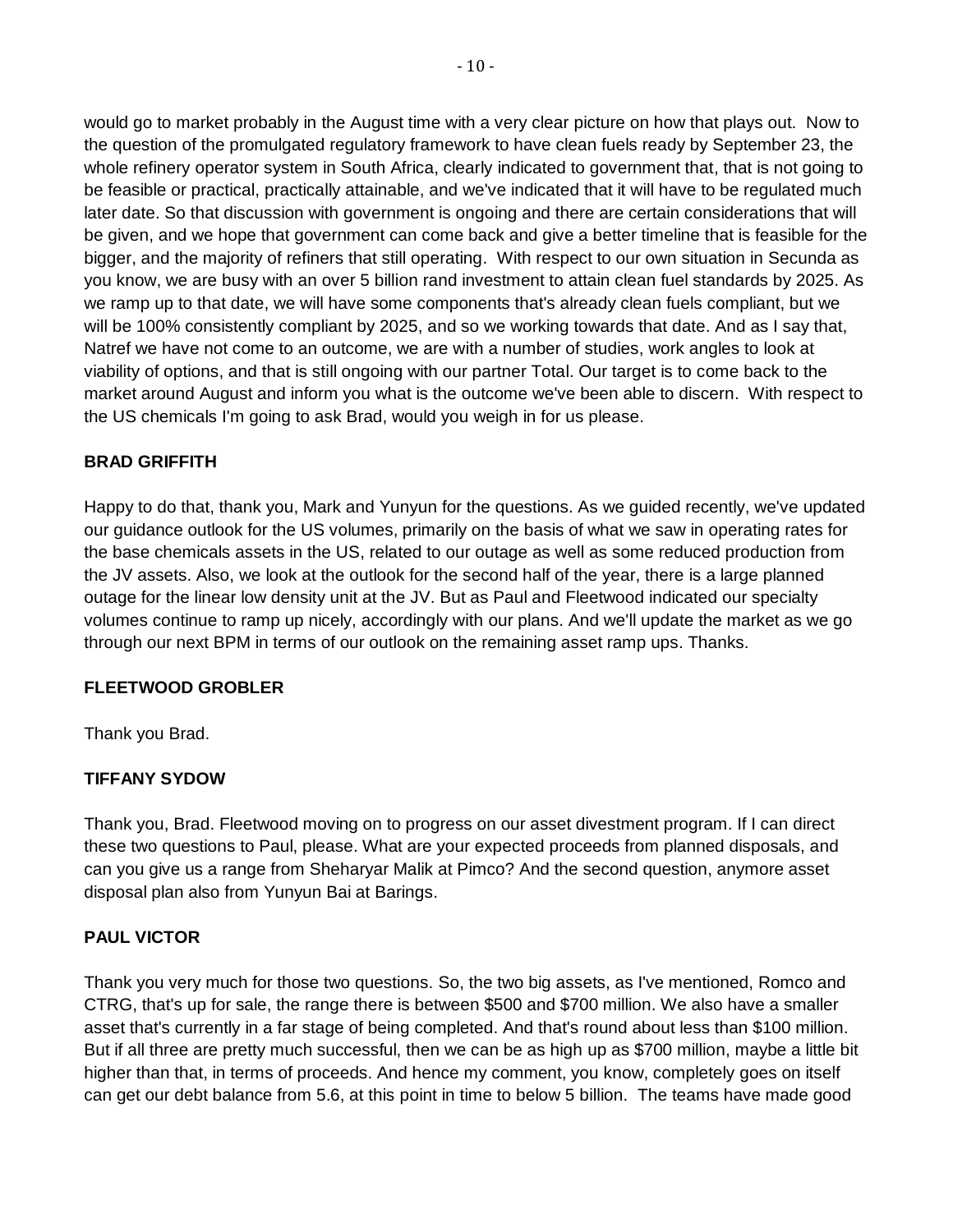would go to market probably in the August time with a very clear picture on how that plays out. Now to the question of the promulgated regulatory framework to have clean fuels ready by September 23, the whole refinery operator system in South Africa, clearly indicated to government that, that is not going to be feasible or practical, practically attainable, and we've indicated that it will have to be regulated much later date. So that discussion with government is ongoing and there are certain considerations that will be given, and we hope that government can come back and give a better timeline that is feasible for the bigger, and the majority of refiners that still operating. With respect to our own situation in Secunda as you know, we are busy with an over 5 billion rand investment to attain clean fuel standards by 2025. As we ramp up to that date, we will have some components that's already clean fuels compliant, but we will be 100% consistently compliant by 2025, and so we working towards that date. And as I say that, Natref we have not come to an outcome, we are with a number of studies, work angles to look at viability of options, and that is still ongoing with our partner Total. Our target is to come back to the market around August and inform you what is the outcome we've been able to discern. With respect to the US chemicals I'm going to ask Brad, would you weigh in for us please.

**BRAD GRIFFITH**

Happy to do that, thank you, Mark and Yunyun for the questions. As we guided recently, we've updated our guidance outlook for the US volumes, primarily on the basis of what we saw in operating rates for the base chemicals assets in the US, related to our outage as well as some reduced production from the JV assets. Also, we look at the outlook for the second half of the year, there is a large planned outage for the linear low density unit at the JV. But as Paul and Fleetwood indicated our specialty volumes continue to ramp up nicely, accordingly with our plans. And we'll update the market as we go through our next BPM in terms of our outlook on the remaining asset ramp ups. Thanks.

**FLEETWOOD GROBLER**

Thank you Brad.

**TIFFANY SYDOW**

Thank you, Brad. Fleetwood moving on to progress on our asset divestment program. If I can direct these two questions to Paul, please. What are your expected proceeds from planned disposals, and can you give us a range from Sheharyar Malik at Pimco? And the second question, anymore asset disposal plan also from Yunyun Bai at Barings.

**PAUL VICTOR**

Thank you very much for those two questions. So, the two big assets, as I've mentioned, Romco and CTRG, that's up for sale, the range there is between $500 and $700 million. We also have a smaller asset that's currently in a far stage of being completed. And that's round about less than $100 million. But if all three are pretty much successful, then we can be as high up as $700 million, maybe a little bit higher than that, in terms of proceeds. And hence my comment, you know, completely goes on itself can get our debt balance from 5.6, at this point in time to below 5 billion. The teams have made good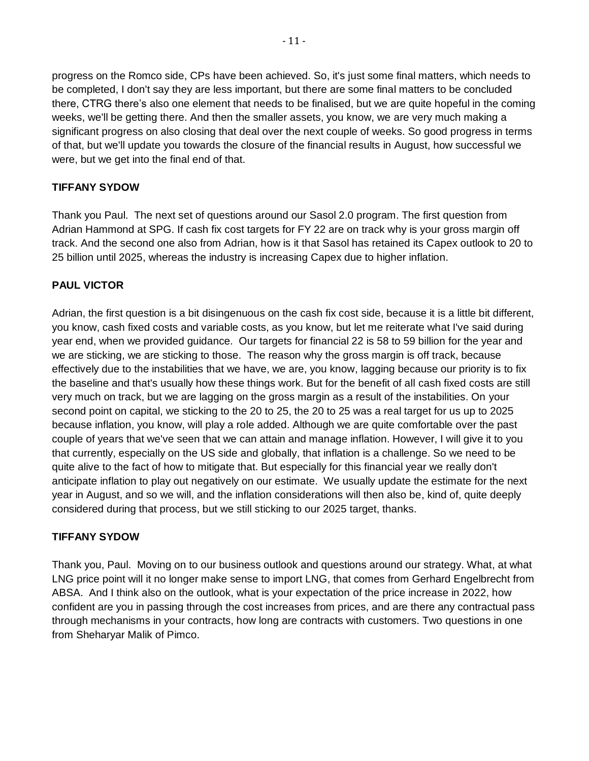progress on the Romco side, CPs have been achieved. So, it's just some final matters, which needs to be completed, I don't say they are less important, but there are some final matters to be concluded there, CTRG there's also one element that needs to be finalised, but we are quite hopeful in the coming weeks, we'll be getting there. And then the smaller assets, you know, we are very much making a significant progress on also closing that deal over the next couple of weeks. So good progress in terms of that, but we'll update you towards the closure of the financial results in August, how successful we were, but we get into the final end of that.

**TIFFANY SYDOW**

Thank you Paul. The next set of questions around our Sasol 2.0 program. The first question from Adrian Hammond at SPG. If cash fix cost targets for FY 22 are on track why is your gross margin off track. And the second one also from Adrian, how is it that Sasol has retained its Capex outlook to 20 to 25 billion until 2025, whereas the industry is increasing Capex due to higher inflation.

**PAUL VICTOR**

Adrian, the first question is a bit disingenuous on the cash fix cost side, because it is a little bit different, you know, cash fixed costs and variable costs, as you know, but let me reiterate what I've said during year end, when we provided guidance. Our targets for financial 22 is 58 to 59 billion for the year and we are sticking, we are sticking to those. The reason why the gross margin is off track, because effectively due to the instabilities that we have, we are, you know, lagging because our priority is to fix the baseline and that's usually how these things work. But for the benefit of all cash fixed costs are still very much on track, but we are lagging on the gross margin as a result of the instabilities. On your second point on capital, we sticking to the 20 to 25, the 20 to 25 was a real target for us up to 2025 because inflation, you know, will play a role added. Although we are quite comfortable over the past couple of years that we've seen that we can attain and manage inflation. However, I will give it to you that currently, especially on the US side and globally, that inflation is a challenge. So we need to be quite alive to the fact of how to mitigate that. But especially for this financial year we really don't anticipate inflation to play out negatively on our estimate. We usually update the estimate for the next year in August, and so we will, and the inflation considerations will then also be, kind of, quite deeply considered during that process, but we still sticking to our 2025 target, thanks.

**TIFFANY SYDOW**

Thank you, Paul. Moving on to our business outlook and questions around our strategy. What, at what LNG price point will it no longer make sense to import LNG, that comes from Gerhard Engelbrecht from ABSA. And I think also on the outlook, what is your expectation of the price increase in 2022, how confident are you in passing through the cost increases from prices, and are there any contractual pass through mechanisms in your contracts, how long are contracts with customers. Two questions in one from Sheharyar Malik of Pimco.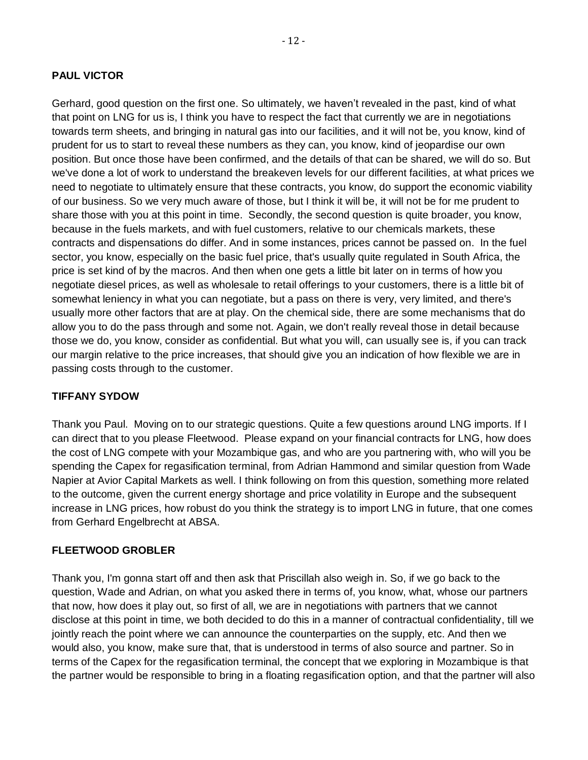**PAUL VICTOR**

Gerhard, good question on the first one. So ultimately, we haven't revealed in the past, kind of what that point on LNG for us is, I think you have to respect the fact that currently we are in negotiations towards term sheets, and bringing in natural gas into our facilities, and it will not be, you know, kind of prudent for us to start to reveal these numbers as they can, you know, kind of jeopardise our own position. But once those have been confirmed, and the details of that can be shared, we will do so. But we've done a lot of work to understand the breakeven levels for our different facilities, at what prices we need to negotiate to ultimately ensure that these contracts, you know, do support the economic viability of our business. So we very much aware of those, but I think it will be, it will not be for me prudent to share those with you at this point in time. Secondly, the second question is quite broader, you know, because in the fuels markets, and with fuel customers, relative to our chemicals markets, these contracts and dispensations do differ. And in some instances, prices cannot be passed on. In the fuel sector, you know, especially on the basic fuel price, that's usually quite regulated in South Africa, the price is set kind of by the macros. And then when one gets a little bit later on in terms of how you negotiate diesel prices, as well as wholesale to retail offerings to your customers, there is a little bit of somewhat leniency in what you can negotiate, but a pass on there is very, very limited, and there's usually more other factors that are at play. On the chemical side, there are some mechanisms that do allow you to do the pass through and some not. Again, we don't really reveal those in detail because those we do, you know, consider as confidential. But what you will, can usually see is, if you can track our margin relative to the price increases, that should give you an indication of how flexible we are in passing costs through to the customer.

**TIFFANY SYDOW**

Thank you Paul. Moving on to our strategic questions. Quite a few questions around LNG imports. If I can direct that to you please Fleetwood. Please expand on your financial contracts for LNG, how does the cost of LNG compete with your Mozambique gas, and who are you partnering with, who will you be spending the Capex for regasification terminal, from Adrian Hammond and similar question from Wade Napier at Avior Capital Markets as well. I think following on from this question, something more related to the outcome, given the current energy shortage and price volatility in Europe and the subsequent increase in LNG prices, how robust do you think the strategy is to import LNG in future, that one comes from Gerhard Engelbrecht at ABSA.

**FLEETWOOD GROBLER**

Thank you, I'm gonna start off and then ask that Priscillah also weigh in. So, if we go back to the question, Wade and Adrian, on what you asked there in terms of, you know, what, whose our partners that now, how does it play out, so first of all, we are in negotiations with partners that we cannot disclose at this point in time, we both decided to do this in a manner of contractual confidentiality, till we jointly reach the point where we can announce the counterparties on the supply, etc. And then we would also, you know, make sure that, that is understood in terms of also source and partner. So in terms of the Capex for the regasification terminal, the concept that we exploring in Mozambique is that the partner would be responsible to bring in a floating regasification option, and that the partner will also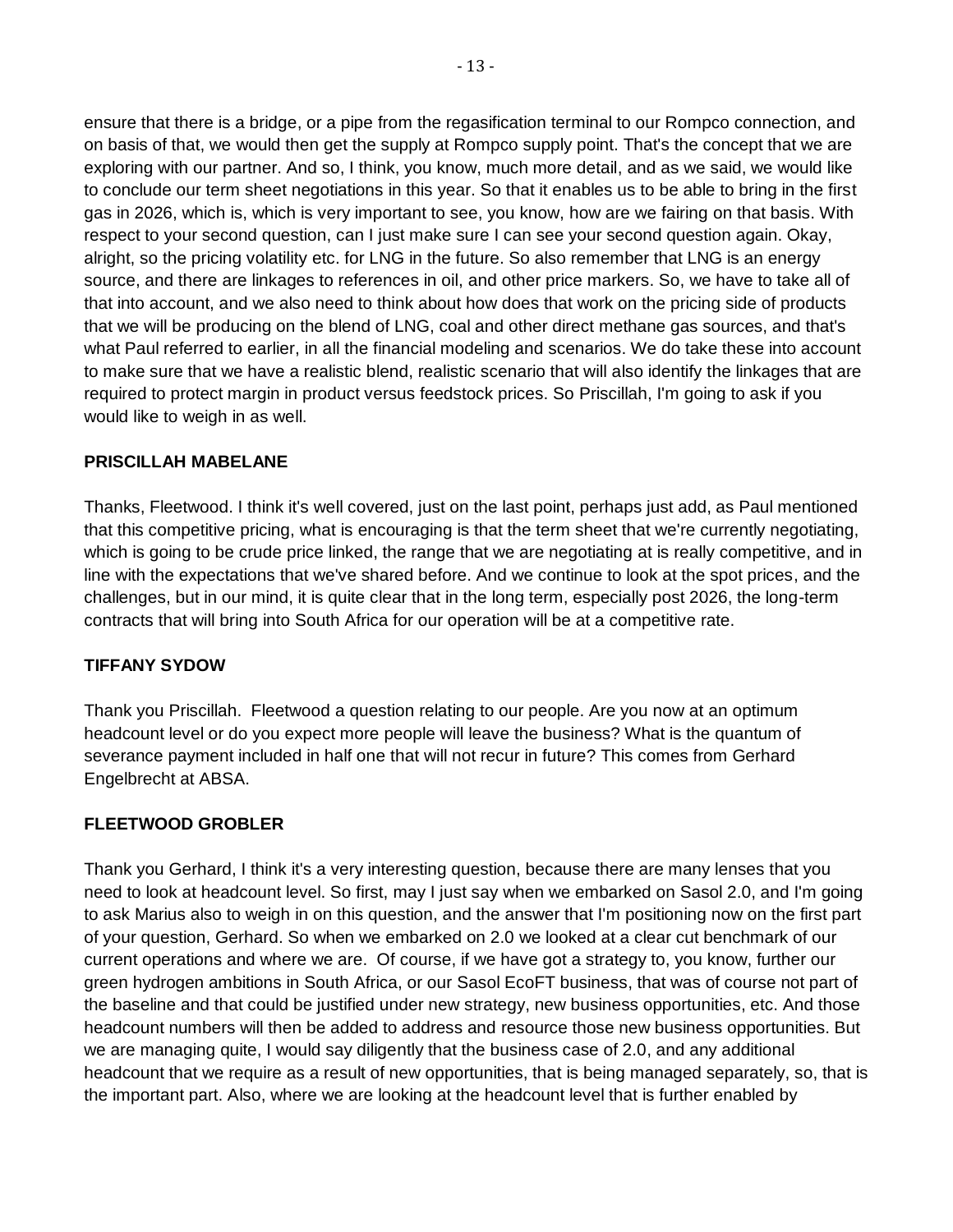ensure that there is a bridge, or a pipe from the regasification terminal to our Rompco connection, and on basis of that, we would then get the supply at Rompco supply point. That's the concept that we are exploring with our partner. And so, I think, you know, much more detail, and as we said, we would like to conclude our term sheet negotiations in this year. So that it enables us to be able to bring in the first gas in 2026, which is, which is very important to see, you know, how are we fairing on that basis. With respect to your second question, can I just make sure I can see your second question again. Okay, alright, so the pricing volatility etc. for LNG in the future. So also remember that LNG is an energy source, and there are linkages to references in oil, and other price markers. So, we have to take all of that into account, and we also need to think about how does that work on the pricing side of products that we will be producing on the blend of LNG, coal and other direct methane gas sources, and that's what Paul referred to earlier, in all the financial modeling and scenarios. We do take these into account to make sure that we have a realistic blend, realistic scenario that will also identify the linkages that are required to protect margin in product versus feedstock prices. So Priscillah, I'm going to ask if you would like to weigh in as well.

**PRISCILLAH MABELANE**

Thanks, Fleetwood. I think it's well covered, just on the last point, perhaps just add, as Paul mentioned that this competitive pricing, what is encouraging is that the term sheet that we're currently negotiating, which is going to be crude price linked, the range that we are negotiating at is really competitive, and in line with the expectations that we've shared before. And we continue to look at the spot prices, and the challenges, but in our mind, it is quite clear that in the long term, especially post 2026, the long-term contracts that will bring into South Africa for our operation will be at a competitive rate.

**TIFFANY SYDOW**

Thank you Priscillah. Fleetwood a question relating to our people. Are you now at an optimum headcount level or do you expect more people will leave the business? What is the quantum of severance payment included in half one that will not recur in future? This comes from Gerhard Engelbrecht at ABSA.

**FLEETWOOD GROBLER**

Thank you Gerhard, I think it's a very interesting question, because there are many lenses that you need to look at headcount level. So first, may I just say when we embarked on Sasol 2.0, and I'm going to ask Marius also to weigh in on this question, and the answer that I'm positioning now on the first part of your question, Gerhard. So when we embarked on 2.0 we looked at a clear cut benchmark of our current operations and where we are. Of course, if we have got a strategy to, you know, further our green hydrogen ambitions in South Africa, or our Sasol EcoFT business, that was of course not part of the baseline and that could be justified under new strategy, new business opportunities, etc. And those headcount numbers will then be added to address and resource those new business opportunities. But we are managing quite, I would say diligently that the business case of 2.0, and any additional headcount that we require as a result of new opportunities, that is being managed separately, so, that is the important part. Also, where we are looking at the headcount level that is further enabled by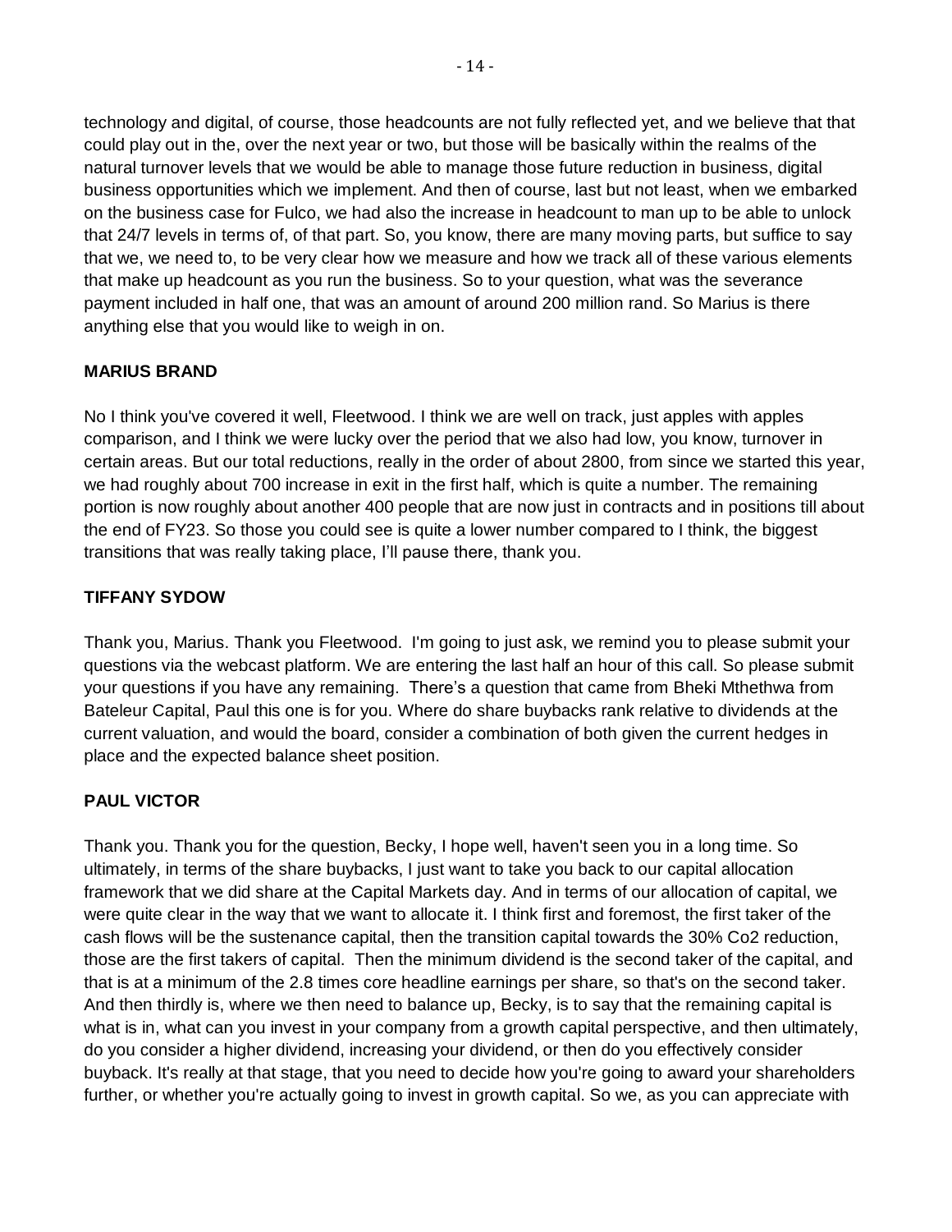technology and digital, of course, those headcounts are not fully reflected yet, and we believe that that could play out in the, over the next year or two, but those will be basically within the realms of the natural turnover levels that we would be able to manage those future reduction in business, digital business opportunities which we implement. And then of course, last but not least, when we embarked on the business case for Fulco, we had also the increase in headcount to man up to be able to unlock that 24/7 levels in terms of, of that part. So, you know, there are many moving parts, but suffice to say that we, we need to, to be very clear how we measure and how we track all of these various elements that make up headcount as you run the business. So to your question, what was the severance payment included in half one, that was an amount of around 200 million rand. So Marius is there anything else that you would like to weigh in on.

**MARIUS BRAND**

No I think you've covered it well, Fleetwood. I think we are well on track, just apples with apples comparison, and I think we were lucky over the period that we also had low, you know, turnover in certain areas. But our total reductions, really in the order of about 2800, from since we started this year, we had roughly about 700 increase in exit in the first half, which is quite a number. The remaining portion is now roughly about another 400 people that are now just in contracts and in positions till about the end of FY23. So those you could see is quite a lower number compared to I think, the biggest transitions that was really taking place, I'll pause there, thank you.

**TIFFANY SYDOW**

Thank you, Marius. Thank you Fleetwood. I'm going to just ask, we remind you to please submit your questions via the webcast platform. We are entering the last half an hour of this call. So please submit your questions if you have any remaining. There's a question that came from Bheki Mthethwa from Bateleur Capital, Paul this one is for you. Where do share buybacks rank relative to dividends at the current valuation, and would the board, consider a combination of both given the current hedges in place and the expected balance sheet position.

**PAUL VICTOR**

Thank you. Thank you for the question, Becky, I hope well, haven't seen you in a long time. So ultimately, in terms of the share buybacks, I just want to take you back to our capital allocation framework that we did share at the Capital Markets day. And in terms of our allocation of capital, we were quite clear in the way that we want to allocate it. I think first and foremost, the first taker of the cash flows will be the sustenance capital, then the transition capital towards the 30% $CO_2$ reduction, those are the first takers of capital. Then the minimum dividend is the second taker of the capital, and that is at a minimum of the 2.8 times core headline earnings per share, so that's on the second taker. And then thirdly is, where we then need to balance up, Becky, is to say that the remaining capital is what is in, what can you invest in your company from a growth capital perspective, and then ultimately, do you consider a higher dividend, increasing your dividend, or then do you effectively consider buyback. It's really at that stage, that you need to decide how you're going to award your shareholders further, or whether you're actually going to invest in growth capital. So we, as you can appreciate with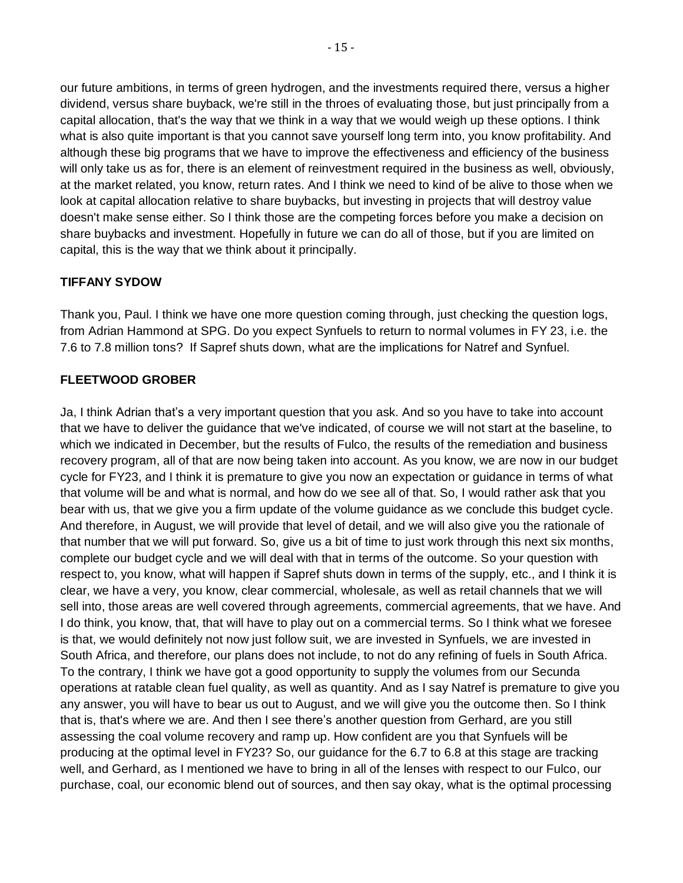our future ambitions, in terms of green hydrogen, and the investments required there, versus a higher dividend, versus share buyback, we're still in the throes of evaluating those, but just principally from a capital allocation, that's the way that we think in a way that we would weigh up these options. I think what is also quite important is that you cannot save yourself long term into, you know profitability. And although these big programs that we have to improve the effectiveness and efficiency of the business will only take us as for, there is an element of reinvestment required in the business as well, obviously, at the market related, you know, return rates. And I think we need to kind of be alive to those when we look at capital allocation relative to share buybacks, but investing in projects that will destroy value doesn't make sense either. So I think those are the competing forces before you make a decision on share buybacks and investment. Hopefully in future we can do all of those, but if you are limited on capital, this is the way that we think about it principally.

**TIFFANY SYDOW**

Thank you, Paul. I think we have one more question coming through, just checking the question logs, from Adrian Hammond at SPG. Do you expect Synfuels to return to normal volumes in FY 23, i.e. the 7.6 to 7.8 million tons? If Sapref shuts down, what are the implications for Natref and Synfuel.

**FLEETWOOD GROBER**

Ja, I think Adrian that's a very important question that you ask. And so you have to take into account that we have to deliver the guidance that we've indicated, of course we will not start at the baseline, to which we indicated in December, but the results of Fulco, the results of the remediation and business recovery program, all of that are now being taken into account. As you know, we are now in our budget cycle for FY23, and I think it is premature to give you now an expectation or guidance in terms of what that volume will be and what is normal, and how do we see all of that. So, I would rather ask that you bear with us, that we give you a firm update of the volume guidance as we conclude this budget cycle. And therefore, in August, we will provide that level of detail, and we will also give you the rationale of that number that we will put forward. So, give us a bit of time to just work through this next six months, complete our budget cycle and we will deal with that in terms of the outcome. So your question with respect to, you know, what will happen if Sapref shuts down in terms of the supply, etc., and I think it is clear, we have a very, you know, clear commercial, wholesale, as well as retail channels that we will sell into, those areas are well covered through agreements, commercial agreements, that we have. And I do think, you know, that, that will have to play out on a commercial terms. So I think what we foresee is that, we would definitely not now just follow suit, we are invested in Synfuels, we are invested in South Africa, and therefore, our plans does not include, to not do any refining of fuels in South Africa. To the contrary, I think we have got a good opportunity to supply the volumes from our Secunda operations at ratable clean fuel quality, as well as quantity. And as I say Natref is premature to give you any answer, you will have to bear us out to August, and we will give you the outcome then. So I think that is, that's where we are. And then I see there's another question from Gerhard, are you still assessing the coal volume recovery and ramp up. How confident are you that Synfuels will be producing at the optimal level in FY23? So, our guidance for the 6.7 to 6.8 at this stage are tracking well, and Gerhard, as I mentioned we have to bring in all of the lenses with respect to our Fulco, our purchase, coal, our economic blend out of sources, and then say okay, what is the optimal processing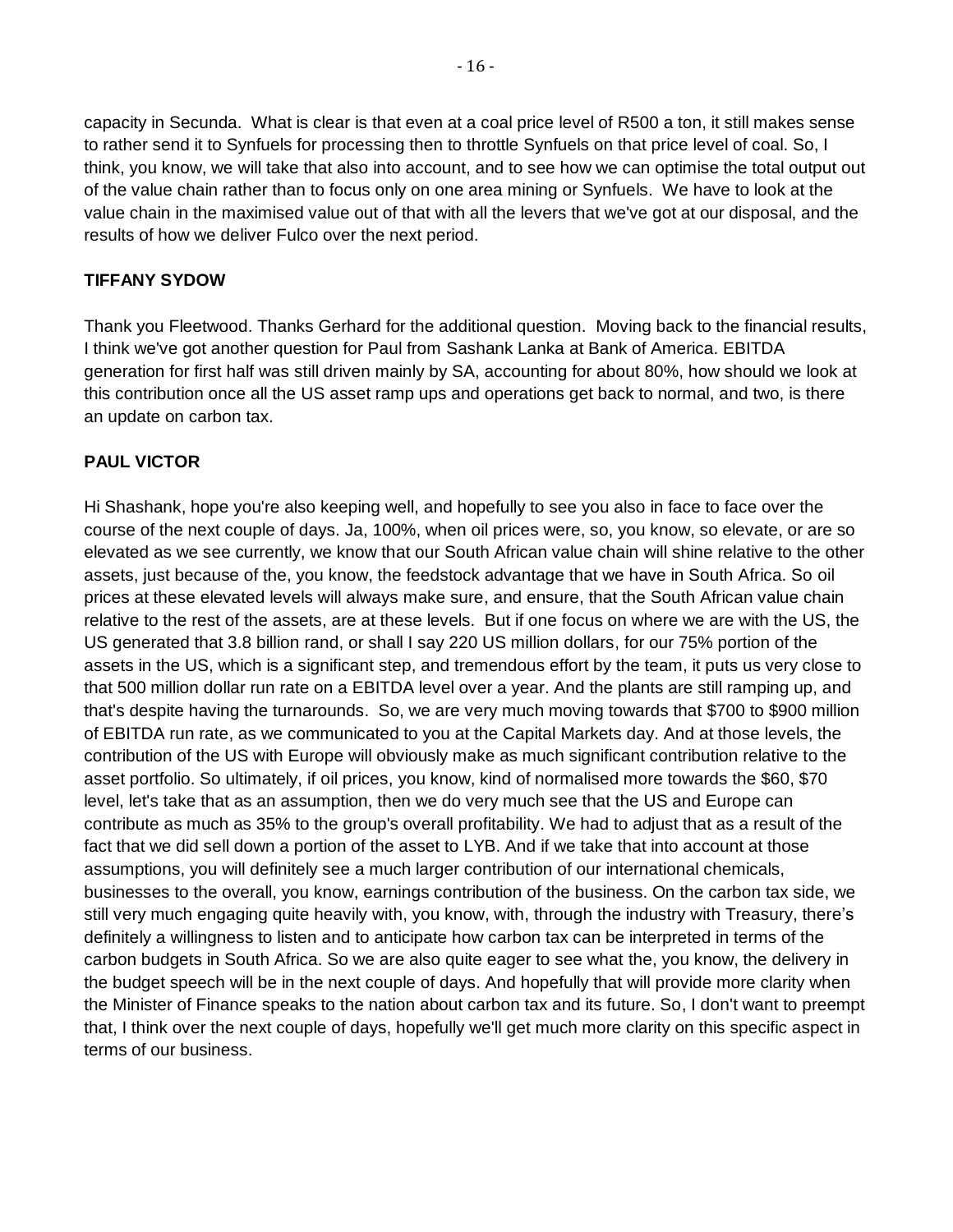capacity in Secunda. What is clear is that even at a coal price level of R500 a ton, it still makes sense to rather send it to Synfuels for processing then to throttle Synfuels on that price level of coal. So, I think, you know, we will take that also into account, and to see how we can optimise the total output out of the value chain rather than to focus only on one area mining or Synfuels. We have to look at the value chain in the maximised value out of that with all the levers that we've got at our disposal, and the results of how we deliver Fulco over the next period.

**TIFFANY SYDOW**

Thank you Fleetwood. Thanks Gerhard for the additional question. Moving back to the financial results, I think we've got another question for Paul from Sashank Lanka at Bank of America. EBITDA generation for first half was still driven mainly by SA, accounting for about 80%, how should we look at this contribution once all the US asset ramp ups and operations get back to normal, and two, is there an update on carbon tax.

**PAUL VICTOR**

Hi Shashank, hope you're also keeping well, and hopefully to see you also in face to face over the course of the next couple of days. Ja, 100%, when oil prices were, so, you know, so elevate, or are so elevated as we see currently, we know that our South African value chain will shine relative to the other assets, just because of the, you know, the feedstock advantage that we have in South Africa. So oil prices at these elevated levels will always make sure, and ensure, that the South African value chain relative to the rest of the assets, are at these levels. But if one focus on where we are with the US, the US generated that 3.8 billion rand, or shall I say 220 US million dollars, for our 75% portion of the assets in the US, which is a significant step, and tremendous effort by the team, it puts us very close to that 500 million dollar run rate on a EBITDA level over a year. And the plants are still ramping up, and that's despite having the turnarounds. So, we are very much moving towards that $700 to $900 million of EBITDA run rate, as we communicated to you at the Capital Markets day. And at those levels, the contribution of the US with Europe will obviously make as much significant contribution relative to the asset portfolio. So ultimately, if oil prices, you know, kind of normalised more towards the $60, $70 level, let's take that as an assumption, then we do very much see that the US and Europe can contribute as much as 35% to the group's overall profitability. We had to adjust that as a result of the fact that we did sell down a portion of the asset to LYB. And if we take that into account at those assumptions, you will definitely see a much larger contribution of our international chemicals, businesses to the overall, you know, earnings contribution of the business. On the carbon tax side, we still very much engaging quite heavily with, you know, with, through the industry with Treasury, there's definitely a willingness to listen and to anticipate how carbon tax can be interpreted in terms of the carbon budgets in South Africa. So we are also quite eager to see what the, you know, the delivery in the budget speech will be in the next couple of days. And hopefully that will provide more clarity when the Minister of Finance speaks to the nation about carbon tax and its future. So, I don't want to preempt that, I think over the next couple of days, hopefully we'll get much more clarity on this specific aspect in terms of our business.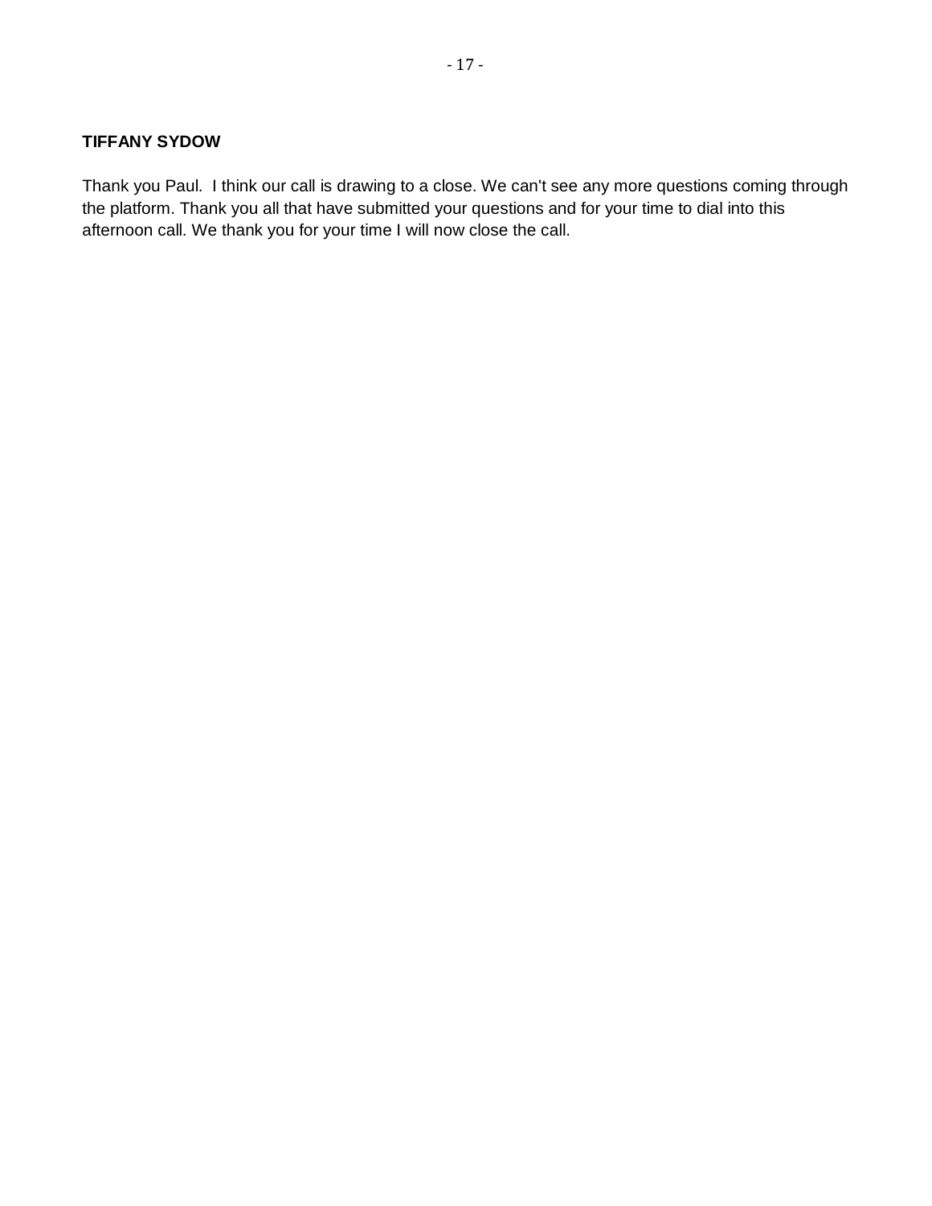**TIFFANY SYDOW**

Thank you Paul.  I think our call is drawing to a close. We can't see any more questions coming through the platform. Thank you all that have submitted your questions and for your time to dial into this afternoon call. We thank you for your time I will now close the call.